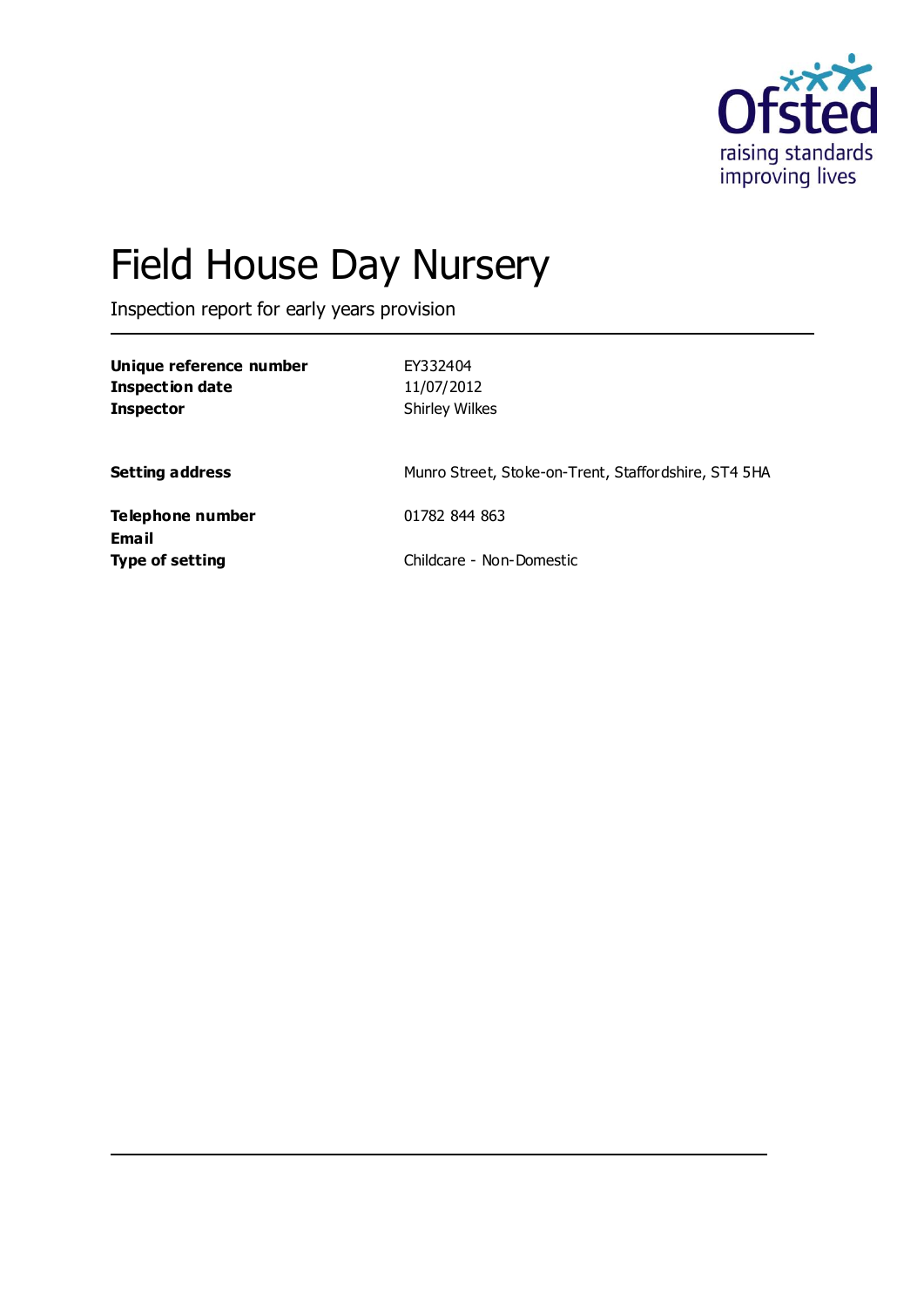# Field House Day Nursery

Inspection report for early years provision

| | |
|---|---|
| **Unique reference number** | EY332404 |
| **Inspection date** | 11/07/2012 |
| **Inspector** | Shirley Wilkes |
| | |
| **Setting address** | Munro Street, Stoke-on-Trent, Staffordshire, ST4 5HA |
| | |
| **Telephone number** | 01782 844 863 |
| **Email** | |
| **Type of setting** | Childcare - Non-Domestic |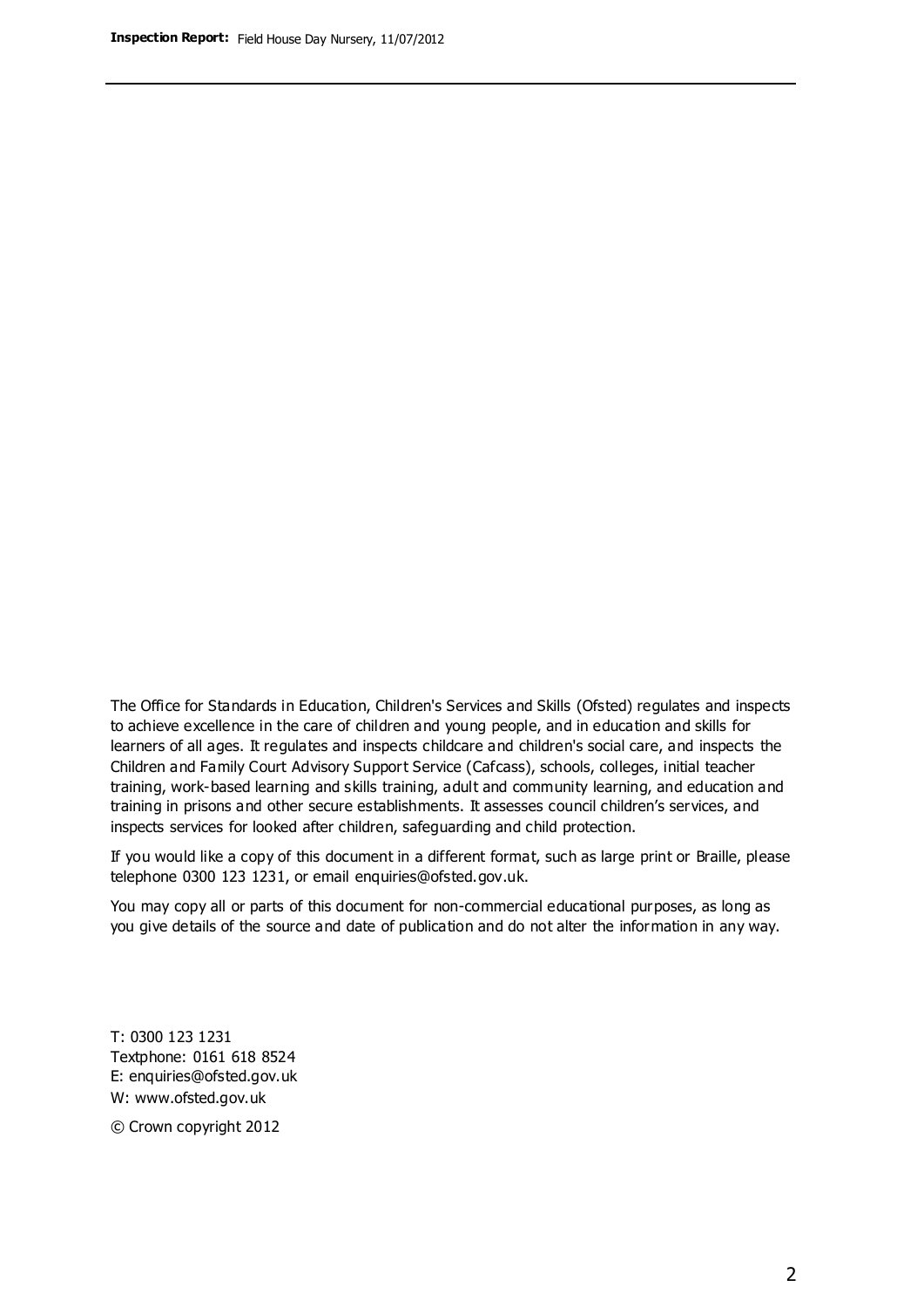The Office for Standards in Education, Children's Services and Skills (Ofsted) regulates and inspects to achieve excellence in the care of children and young people, and in education and skills for learners of all ages. It regulates and inspects childcare and children's social care, and inspects the Children and Family Court Advisory Support Service (Cafcass), schools, colleges, initial teacher training, work-based learning and skills training, adult and community learning, and education and training in prisons and other secure establishments. It assesses council children's services, and inspects services for looked after children, safeguarding and child protection.

If you would like a copy of this document in a different format, such as large print or Braille, please telephone 0300 123 1231, or email enquiries@ofsted.gov.uk.

You may copy all or parts of this document for non-commercial educational purposes, as long as you give details of the source and date of publication and do not alter the information in any way.

T: 0300 123 1231
Textphone: 0161 618 8524
E: enquiries@ofsted.gov.uk
W: www.ofsted.gov.uk

© Crown copyright 2012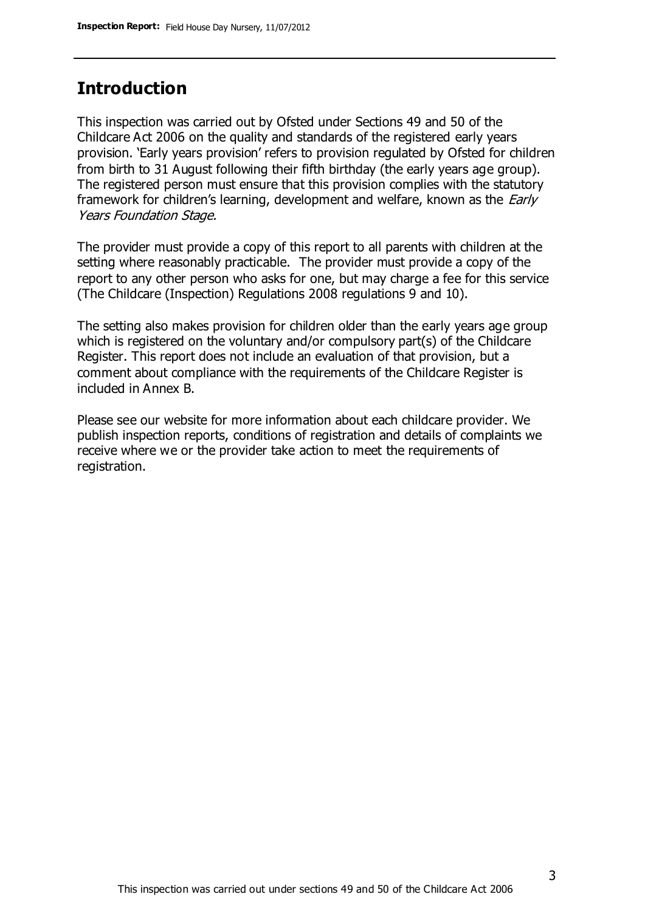## Introduction

This inspection was carried out by Ofsted under Sections 49 and 50 of the Childcare Act 2006 on the quality and standards of the registered early years provision. 'Early years provision' refers to provision regulated by Ofsted for children from birth to 31 August following their fifth birthday (the early years age group). The registered person must ensure that this provision complies with the statutory framework for children's learning, development and welfare, known as the *Early Years Foundation Stage.*

The provider must provide a copy of this report to all parents with children at the setting where reasonably practicable. The provider must provide a copy of the report to any other person who asks for one, but may charge a fee for this service (The Childcare (Inspection) Regulations 2008 regulations 9 and 10).

The setting also makes provision for children older than the early years age group which is registered on the voluntary and/or compulsory part(s) of the Childcare Register. This report does not include an evaluation of that provision, but a comment about compliance with the requirements of the Childcare Register is included in Annex B.

Please see our website for more information about each childcare provider. We publish inspection reports, conditions of registration and details of complaints we receive where we or the provider take action to meet the requirements of registration.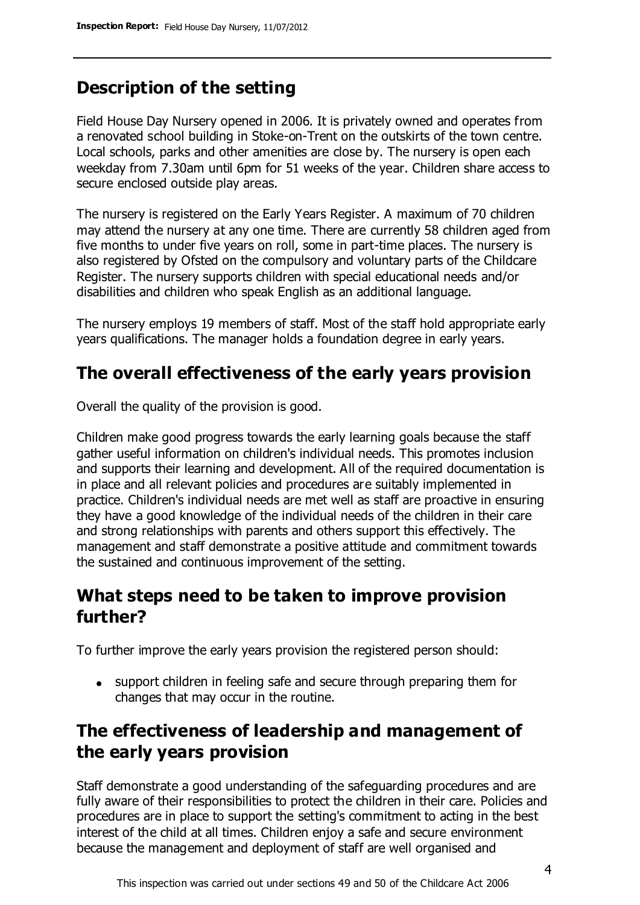## Description of the setting

Field House Day Nursery opened in 2006. It is privately owned and operates from a renovated school building in Stoke-on-Trent on the outskirts of the town centre. Local schools, parks and other amenities are close by. The nursery is open each weekday from 7.30am until 6pm for 51 weeks of the year. Children share access to secure enclosed outside play areas.

The nursery is registered on the Early Years Register. A maximum of 70 children may attend the nursery at any one time. There are currently 58 children aged from five months to under five years on roll, some in part-time places. The nursery is also registered by Ofsted on the compulsory and voluntary parts of the Childcare Register. The nursery supports children with special educational needs and/or disabilities and children who speak English as an additional language.

The nursery employs 19 members of staff. Most of the staff hold appropriate early years qualifications. The manager holds a foundation degree in early years.

## The overall effectiveness of the early years provision

Overall the quality of the provision is good.

Children make good progress towards the early learning goals because the staff gather useful information on children's individual needs. This promotes inclusion and supports their learning and development. All of the required documentation is in place and all relevant policies and procedures are suitably implemented in practice. Children's individual needs are met well as staff are proactive in ensuring they have a good knowledge of the individual needs of the children in their care and strong relationships with parents and others support this effectively. The management and staff demonstrate a positive attitude and commitment towards the sustained and continuous improvement of the setting.

## What steps need to be taken to improve provision further?

To further improve the early years provision the registered person should:

- support children in feeling safe and secure through preparing them for changes that may occur in the routine.

## The effectiveness of leadership and management of the early years provision

Staff demonstrate a good understanding of the safeguarding procedures and are fully aware of their responsibilities to protect the children in their care. Policies and procedures are in place to support the setting's commitment to acting in the best interest of the child at all times. Children enjoy a safe and secure environment because the management and deployment of staff are well organised and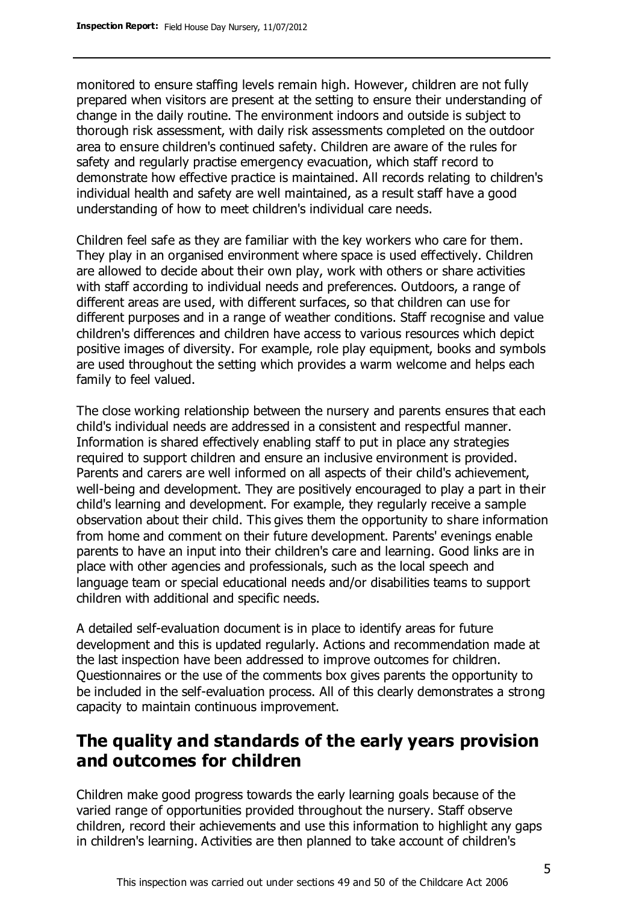monitored to ensure staffing levels remain high. However, children are not fully prepared when visitors are present at the setting to ensure their understanding of change in the daily routine. The environment indoors and outside is subject to thorough risk assessment, with daily risk assessments completed on the outdoor area to ensure children's continued safety. Children are aware of the rules for safety and regularly practise emergency evacuation, which staff record to demonstrate how effective practice is maintained. All records relating to children's individual health and safety are well maintained, as a result staff have a good understanding of how to meet children's individual care needs.

Children feel safe as they are familiar with the key workers who care for them. They play in an organised environment where space is used effectively. Children are allowed to decide about their own play, work with others or share activities with staff according to individual needs and preferences. Outdoors, a range of different areas are used, with different surfaces, so that children can use for different purposes and in a range of weather conditions. Staff recognise and value children's differences and children have access to various resources which depict positive images of diversity. For example, role play equipment, books and symbols are used throughout the setting which provides a warm welcome and helps each family to feel valued.

The close working relationship between the nursery and parents ensures that each child's individual needs are addressed in a consistent and respectful manner. Information is shared effectively enabling staff to put in place any strategies required to support children and ensure an inclusive environment is provided. Parents and carers are well informed on all aspects of their child's achievement, well-being and development. They are positively encouraged to play a part in their child's learning and development. For example, they regularly receive a sample observation about their child. This gives them the opportunity to share information from home and comment on their future development. Parents' evenings enable parents to have an input into their children's care and learning. Good links are in place with other agencies and professionals, such as the local speech and language team or special educational needs and/or disabilities teams to support children with additional and specific needs.

A detailed self-evaluation document is in place to identify areas for future development and this is updated regularly. Actions and recommendation made at the last inspection have been addressed to improve outcomes for children. Questionnaires or the use of the comments box gives parents the opportunity to be included in the self-evaluation process. All of this clearly demonstrates a strong capacity to maintain continuous improvement.

## The quality and standards of the early years provision and outcomes for children

Children make good progress towards the early learning goals because of the varied range of opportunities provided throughout the nursery. Staff observe children, record their achievements and use this information to highlight any gaps in children's learning. Activities are then planned to take account of children's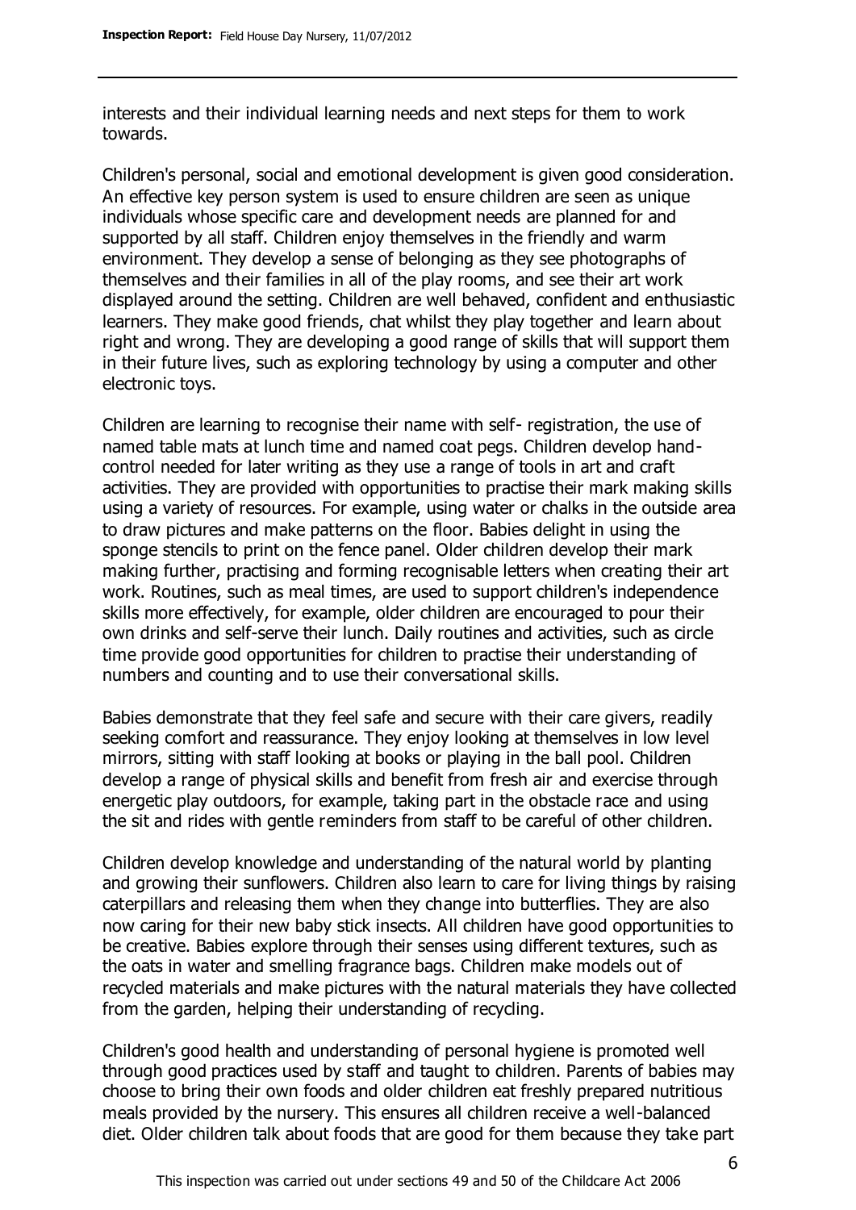interests and their individual learning needs and next steps for them to work towards.

Children's personal, social and emotional development is given good consideration. An effective key person system is used to ensure children are seen as unique individuals whose specific care and development needs are planned for and supported by all staff. Children enjoy themselves in the friendly and warm environment. They develop a sense of belonging as they see photographs of themselves and their families in all of the play rooms, and see their art work displayed around the setting. Children are well behaved, confident and enthusiastic learners. They make good friends, chat whilst they play together and learn about right and wrong. They are developing a good range of skills that will support them in their future lives, such as exploring technology by using a computer and other electronic toys.

Children are learning to recognise their name with self- registration, the use of named table mats at lunch time and named coat pegs. Children develop hand-control needed for later writing as they use a range of tools in art and craft activities. They are provided with opportunities to practise their mark making skills using a variety of resources. For example, using water or chalks in the outside area to draw pictures and make patterns on the floor. Babies delight in using the sponge stencils to print on the fence panel. Older children develop their mark making further, practising and forming recognisable letters when creating their art work. Routines, such as meal times, are used to support children's independence skills more effectively, for example, older children are encouraged to pour their own drinks and self-serve their lunch. Daily routines and activities, such as circle time provide good opportunities for children to practise their understanding of numbers and counting and to use their conversational skills.

Babies demonstrate that they feel safe and secure with their care givers, readily seeking comfort and reassurance. They enjoy looking at themselves in low level mirrors, sitting with staff looking at books or playing in the ball pool. Children develop a range of physical skills and benefit from fresh air and exercise through energetic play outdoors, for example, taking part in the obstacle race and using the sit and rides with gentle reminders from staff to be careful of other children.

Children develop knowledge and understanding of the natural world by planting and growing their sunflowers. Children also learn to care for living things by raising caterpillars and releasing them when they change into butterflies. They are also now caring for their new baby stick insects. All children have good opportunities to be creative. Babies explore through their senses using different textures, such as the oats in water and smelling fragrance bags. Children make models out of recycled materials and make pictures with the natural materials they have collected from the garden, helping their understanding of recycling.

Children's good health and understanding of personal hygiene is promoted well through good practices used by staff and taught to children. Parents of babies may choose to bring their own foods and older children eat freshly prepared nutritious meals provided by the nursery. This ensures all children receive a well-balanced diet. Older children talk about foods that are good for them because they take part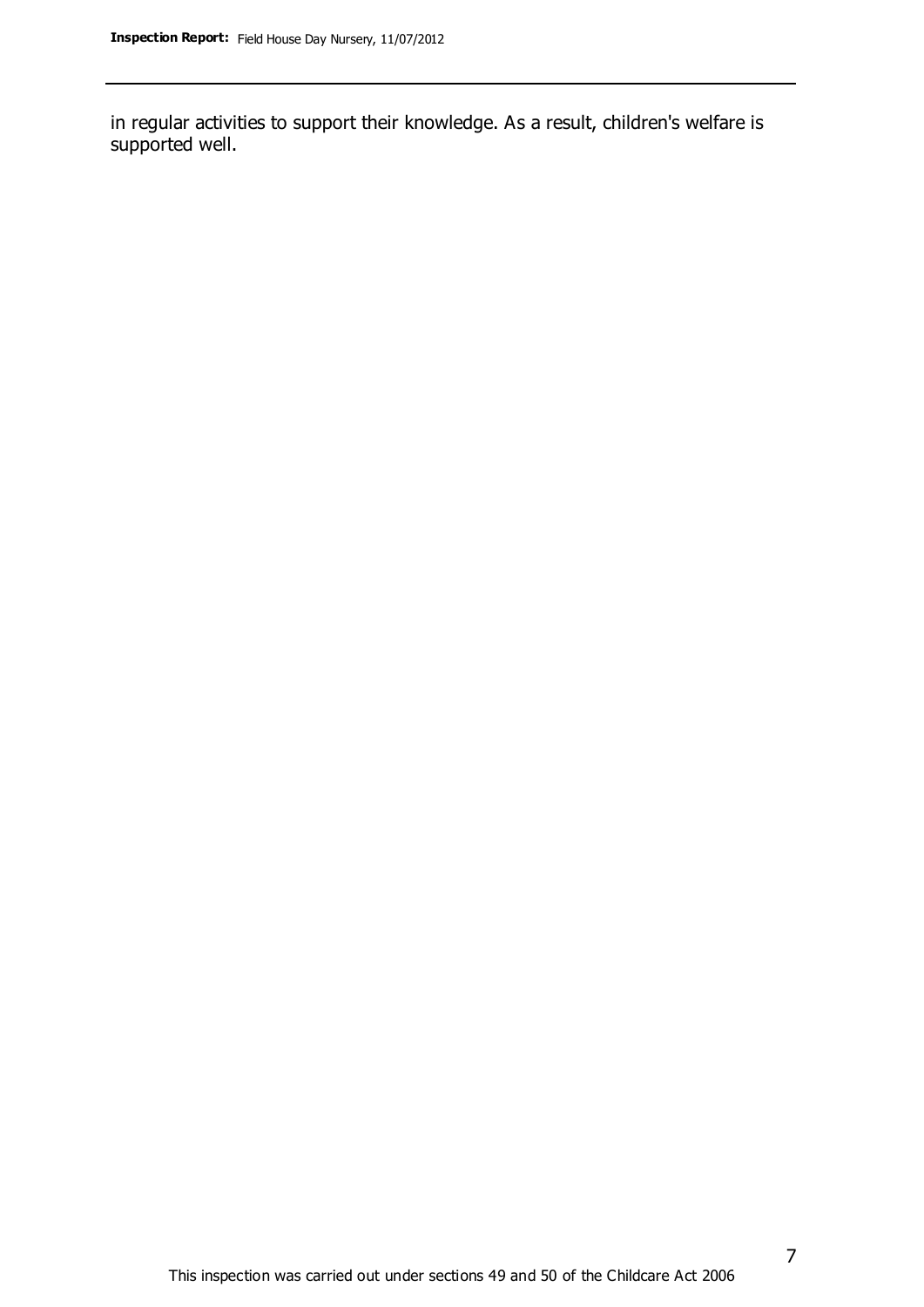in regular activities to support their knowledge. As a result, children's welfare is supported well.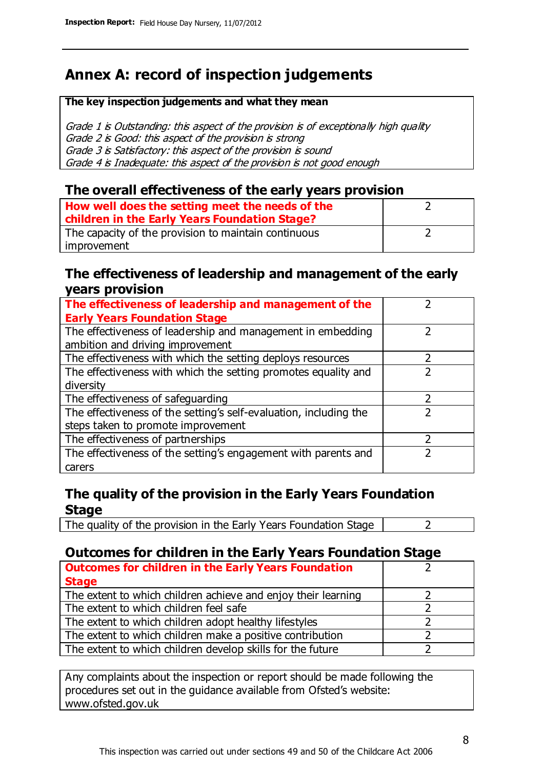## Annex A: record of inspection judgements

| **The key inspection judgements and what they mean** |
|---|
| *Grade 1 is Outstanding: this aspect of the provision is of exceptionally high quality*<br>*Grade 2 is Good: this aspect of the provision is strong*<br>*Grade 3 is Satisfactory: this aspect of the provision is sound*<br>*Grade 4 is Inadequate: this aspect of the provision is not good enough* |

### The overall effectiveness of the early years provision

| | |
|---|---|
| **How well does the setting meet the needs of the children in the Early Years Foundation Stage?** | 2 |
| The capacity of the provision to maintain continuous improvement | 2 |

### The effectiveness of leadership and management of the early years provision

| | |
|---|---|
| **The effectiveness of leadership and management of the Early Years Foundation Stage** | 2 |
| The effectiveness of leadership and management in embedding ambition and driving improvement | 2 |
| The effectiveness with which the setting deploys resources | 2 |
| The effectiveness with which the setting promotes equality and diversity | 2 |
| The effectiveness of safeguarding | 2 |
| The effectiveness of the setting's self-evaluation, including the steps taken to promote improvement | 2 |
| The effectiveness of partnerships | 2 |
| The effectiveness of the setting's engagement with parents and carers | 2 |

### The quality of the provision in the Early Years Foundation Stage

| | |
|---|---|
| The quality of the provision in the Early Years Foundation Stage | 2 |

### Outcomes for children in the Early Years Foundation Stage

| | |
|---|---|
| **Outcomes for children in the Early Years Foundation Stage** | 2 |
| The extent to which children achieve and enjoy their learning | 2 |
| The extent to which children feel safe | 2 |
| The extent to which children adopt healthy lifestyles | 2 |
| The extent to which children make a positive contribution | 2 |
| The extent to which children develop skills for the future | 2 |

Any complaints about the inspection or report should be made following the procedures set out in the guidance available from Ofsted's website: www.ofsted.gov.uk

This inspection was carried out under sections 49 and 50 of the Childcare Act 2006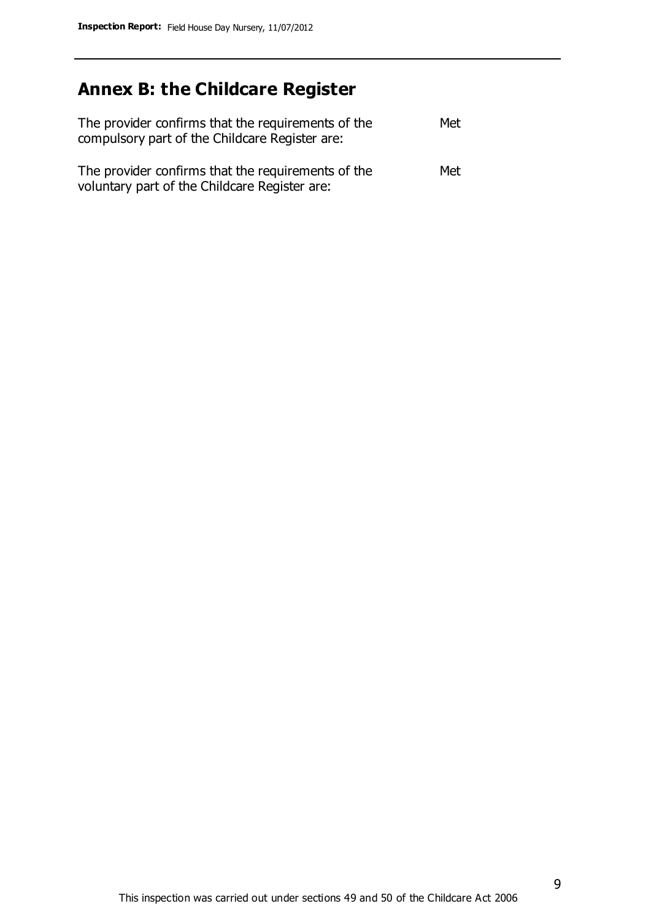## Annex B: the Childcare Register

| | |
|---|---|
| The provider confirms that the requirements of the compulsory part of the Childcare Register are: | Met |
| The provider confirms that the requirements of the voluntary part of the Childcare Register are: | Met |

This inspection was carried out under sections 49 and 50 of the Childcare Act 2006